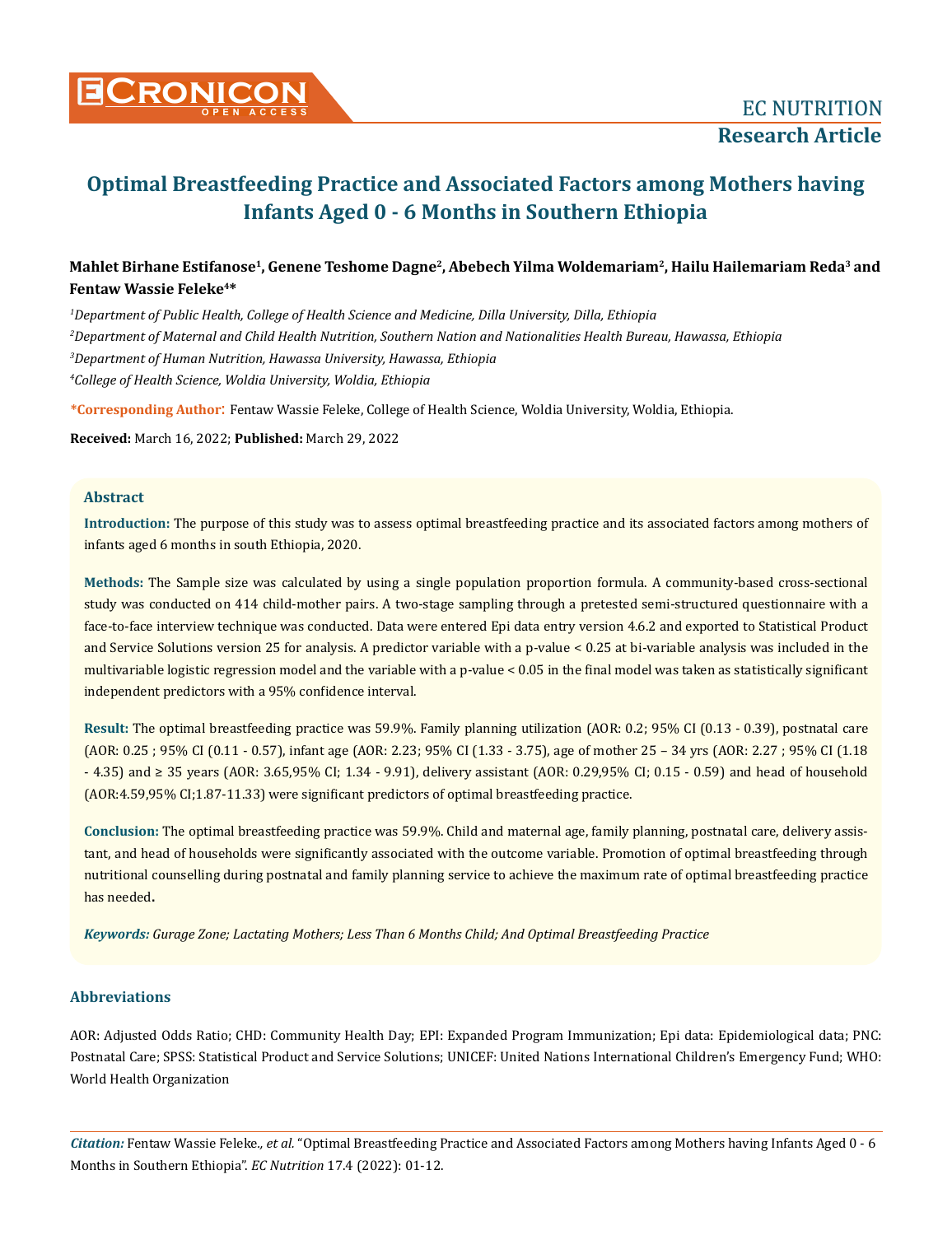# Optimal Breastfeeding Practice and Associated Factors among Mothers having Infants Aged 0 - 6 Months in Southern Ethiopia

**Mahlet Birhane Estifanose[1], Genene Teshome Dagne[2], Abebech Yilma Woldemariam[2], Hailu Hailemariam Reda[3] and Fentaw Wassie Feleke[4]***

*[1]Department of Public Health, College of Health Science and Medicine, Dilla University, Dilla, Ethiopia*

*[2]Department of Maternal and Child Health Nutrition, Southern Nation and Nationalities Health Bureau, Hawassa, Ethiopia*

*[3]Department of Human Nutrition, Hawassa University, Hawassa, Ethiopia*

*[4]College of Health Science, Woldia University, Woldia, Ethiopia*

**\*Corresponding Author:** Fentaw Wassie Feleke, College of Health Science, Woldia University, Woldia, Ethiopia.

**Received:** March 16, 2022; **Published:** March 29, 2022

## Abstract

**Introduction:** The purpose of this study was to assess optimal breastfeeding practice and its associated factors among mothers of infants aged 6 months in south Ethiopia, 2020.

**Methods:** The Sample size was calculated by using a single population proportion formula. A community-based cross-sectional study was conducted on 414 child-mother pairs. A two-stage sampling through a pretested semi-structured questionnaire with a face-to-face interview technique was conducted. Data were entered Epi data entry version 4.6.2 and exported to Statistical Product and Service Solutions version 25 for analysis. A predictor variable with a p-value < 0.25 at bi-variable analysis was included in the multivariable logistic regression model and the variable with a p-value < 0.05 in the final model was taken as statistically significant independent predictors with a 95% confidence interval.

**Result:** The optimal breastfeeding practice was 59.9%. Family planning utilization (AOR: 0.2; 95% CI (0.13 - 0.39), postnatal care (AOR: 0.25 ; 95% CI (0.11 - 0.57), infant age (AOR: 2.23; 95% CI (1.33 - 3.75), age of mother 25 – 34 yrs (AOR: 2.27 ; 95% CI (1.18 - 4.35) and ≥ 35 years (AOR: 3.65,95% CI; 1.34 - 9.91), delivery assistant (AOR: 0.29,95% CI; 0.15 - 0.59) and head of household (AOR:4.59,95% CI;1.87-11.33) were significant predictors of optimal breastfeeding practice.

**Conclusion:** The optimal breastfeeding practice was 59.9%. Child and maternal age, family planning, postnatal care, delivery assistant, and head of households were significantly associated with the outcome variable. Promotion of optimal breastfeeding through nutritional counselling during postnatal and family planning service to achieve the maximum rate of optimal breastfeeding practice has needed**.**

***Keywords:*** *Gurage Zone; Lactating Mothers; Less Than 6 Months Child; And Optimal Breastfeeding Practice*

## Abbreviations

AOR: Adjusted Odds Ratio; CHD: Community Health Day; EPI: Expanded Program Immunization; Epi data: Epidemiological data; PNC: Postnatal Care; SPSS: Statistical Product and Service Solutions; UNICEF: United Nations International Children's Emergency Fund; WHO: World Health Organization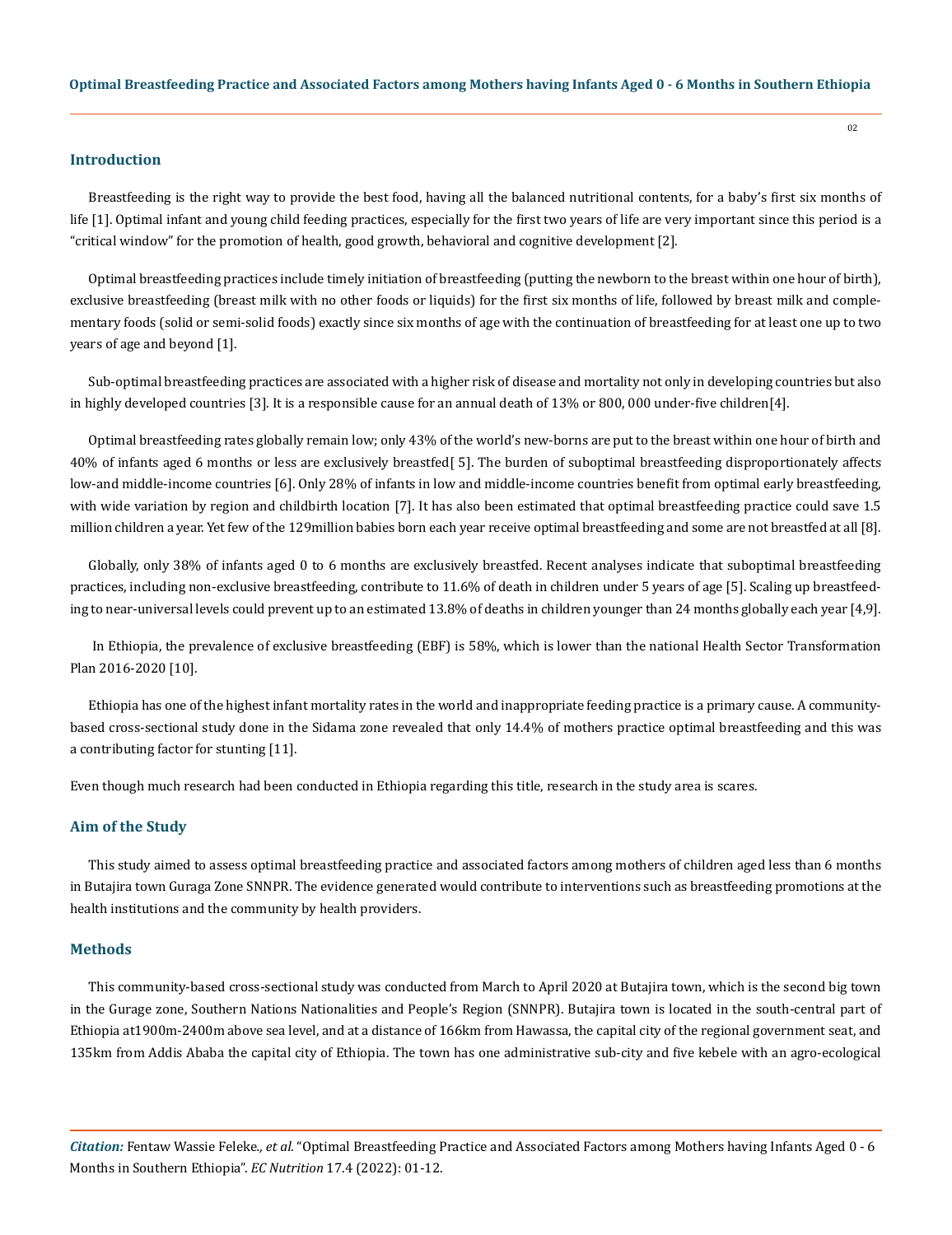## Introduction

Breastfeeding is the right way to provide the best food, having all the balanced nutritional contents, for a baby's first six months of life [1]. Optimal infant and young child feeding practices, especially for the first two years of life are very important since this period is a "critical window" for the promotion of health, good growth, behavioral and cognitive development [2].

Optimal breastfeeding practices include timely initiation of breastfeeding (putting the newborn to the breast within one hour of birth), exclusive breastfeeding (breast milk with no other foods or liquids) for the first six months of life, followed by breast milk and complementary foods (solid or semi-solid foods) exactly since six months of age with the continuation of breastfeeding for at least one up to two years of age and beyond [1].

Sub-optimal breastfeeding practices are associated with a higher risk of disease and mortality not only in developing countries but also in highly developed countries [3]. It is a responsible cause for an annual death of 13% or 800, 000 under-five children[4].

Optimal breastfeeding rates globally remain low; only 43% of the world's new-borns are put to the breast within one hour of birth and 40% of infants aged 6 months or less are exclusively breastfed[ 5]. The burden of suboptimal breastfeeding disproportionately affects low-and middle-income countries [6]. Only 28% of infants in low and middle-income countries benefit from optimal early breastfeeding, with wide variation by region and childbirth location [7]. It has also been estimated that optimal breastfeeding practice could save 1.5 million children a year. Yet few of the 129million babies born each year receive optimal breastfeeding and some are not breastfed at all [8].

Globally, only 38% of infants aged 0 to 6 months are exclusively breastfed. Recent analyses indicate that suboptimal breastfeeding practices, including non-exclusive breastfeeding, contribute to 11.6% of death in children under 5 years of age [5]. Scaling up breastfeeding to near-universal levels could prevent up to an estimated 13.8% of deaths in children younger than 24 months globally each year [4,9].

In Ethiopia, the prevalence of exclusive breastfeeding (EBF) is 58%, which is lower than the national Health Sector Transformation Plan 2016-2020 [10].

Ethiopia has one of the highest infant mortality rates in the world and inappropriate feeding practice is a primary cause. A community-based cross-sectional study done in the Sidama zone revealed that only 14.4% of mothers practice optimal breastfeeding and this was a contributing factor for stunting [11].

Even though much research had been conducted in Ethiopia regarding this title, research in the study area is scares.

## Aim of the Study

This study aimed to assess optimal breastfeeding practice and associated factors among mothers of children aged less than 6 months in Butajira town Guraga Zone SNNPR. The evidence generated would contribute to interventions such as breastfeeding promotions at the health institutions and the community by health providers.

## Methods

This community-based cross-sectional study was conducted from March to April 2020 at Butajira town, which is the second big town in the Gurage zone, Southern Nations Nationalities and People's Region (SNNPR). Butajira town is located in the south-central part of Ethiopia at1900m-2400m above sea level, and at a distance of 166km from Hawassa, the capital city of the regional government seat, and 135km from Addis Ababa the capital city of Ethiopia. The town has one administrative sub-city and five kebele with an agro-ecological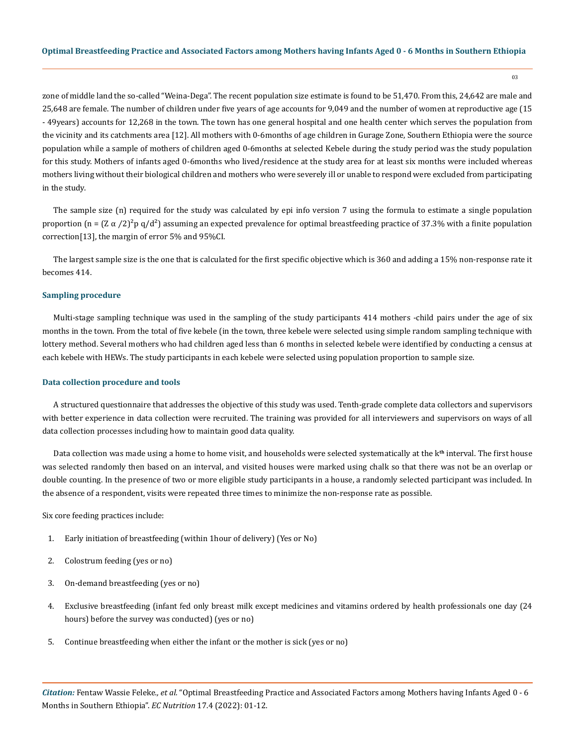zone of middle land the so-called "Weina-Dega". The recent population size estimate is found to be 51,470. From this, 24,642 are male and 25,648 are female. The number of children under five years of age accounts for 9,049 and the number of women at reproductive age (15 - 49years) accounts for 12,268 in the town. The town has one general hospital and one health center which serves the population from the vicinity and its catchments area [12]. All mothers with 0-6months of age children in Gurage Zone, Southern Ethiopia were the source population while a sample of mothers of children aged 0-6months at selected Kebele during the study period was the study population for this study. Mothers of infants aged 0-6months who lived/residence at the study area for at least six months were included whereas mothers living without their biological children and mothers who were severely ill or unable to respond were excluded from participating in the study.

The sample size (n) required for the study was calculated by epi info version 7 using the formula to estimate a single population proportion ($n = (Z\alpha/2)^2 p\, q/d^2$) assuming an expected prevalence for optimal breastfeeding practice of 37.3% with a finite population correction[13], the margin of error 5% and 95%CI.

The largest sample size is the one that is calculated for the first specific objective which is 360 and adding a 15% non-response rate it becomes 414.

### Sampling procedure

Multi-stage sampling technique was used in the sampling of the study participants 414 mothers -child pairs under the age of six months in the town. From the total of five kebele (in the town, three kebele were selected using simple random sampling technique with lottery method. Several mothers who had children aged less than 6 months in selected kebele were identified by conducting a census at each kebele with HEWs. The study participants in each kebele were selected using population proportion to sample size.

### Data collection procedure and tools

A structured questionnaire that addresses the objective of this study was used. Tenth-grade complete data collectors and supervisors with better experience in data collection were recruited. The training was provided for all interviewers and supervisors on ways of all data collection processes including how to maintain good data quality.

Data collection was made using a home to home visit, and households were selected systematically at the $k^{th}$ interval. The first house was selected randomly then based on an interval, and visited houses were marked using chalk so that there was not be an overlap or double counting. In the presence of two or more eligible study participants in a house, a randomly selected participant was included. In the absence of a respondent, visits were repeated three times to minimize the non-response rate as possible.

Six core feeding practices include:

1. Early initiation of breastfeeding (within 1hour of delivery) (Yes or No)
2. Colostrum feeding (yes or no)
3. On-demand breastfeeding (yes or no)
4. Exclusive breastfeeding (infant fed only breast milk except medicines and vitamins ordered by health professionals one day (24 hours) before the survey was conducted) (yes or no)
5. Continue breastfeeding when either the infant or the mother is sick (yes or no)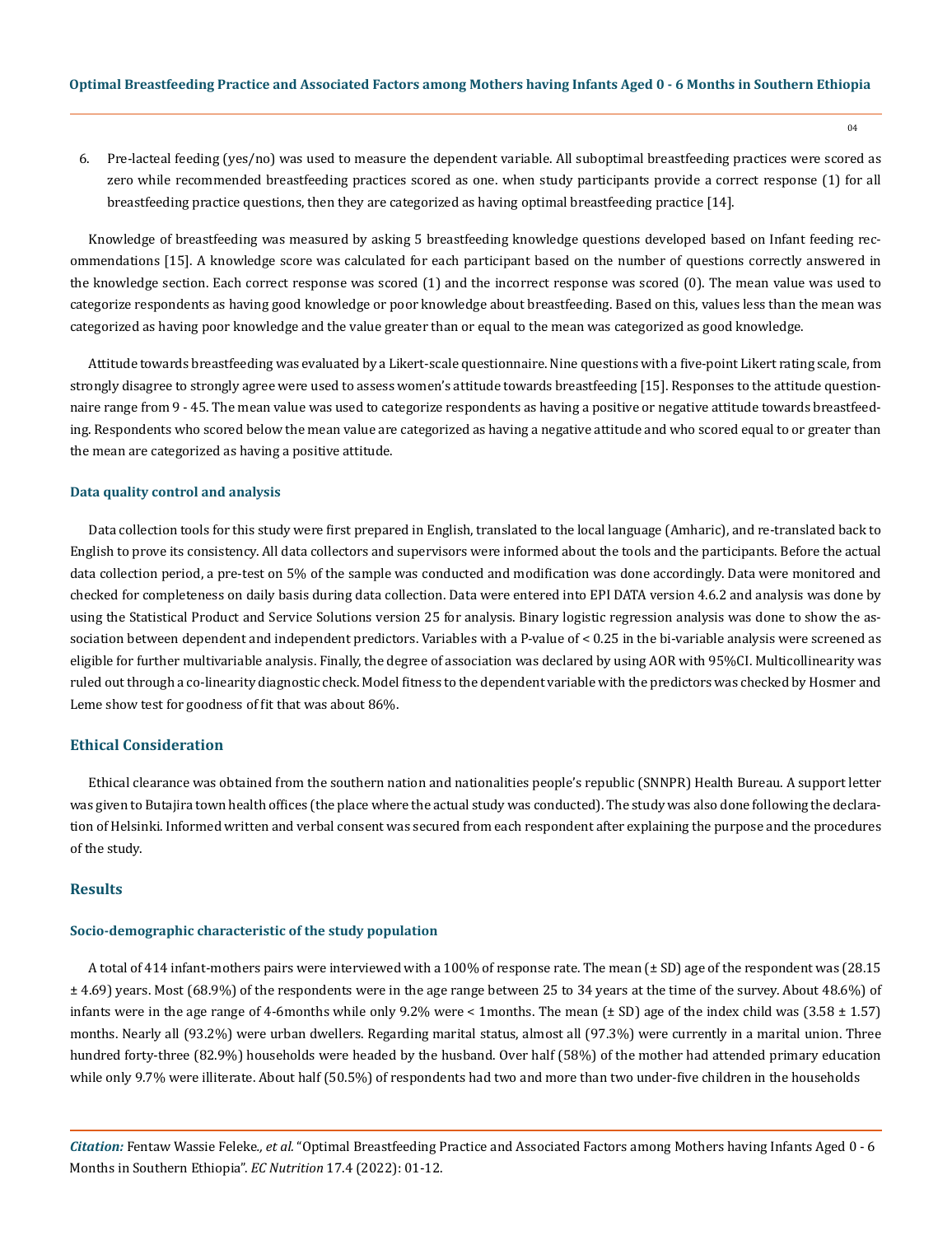6. Pre-lacteal feeding (yes/no) was used to measure the dependent variable. All suboptimal breastfeeding practices were scored as zero while recommended breastfeeding practices scored as one. when study participants provide a correct response (1) for all breastfeeding practice questions, then they are categorized as having optimal breastfeeding practice [14].

Knowledge of breastfeeding was measured by asking 5 breastfeeding knowledge questions developed based on Infant feeding recommendations [15]. A knowledge score was calculated for each participant based on the number of questions correctly answered in the knowledge section. Each correct response was scored (1) and the incorrect response was scored (0). The mean value was used to categorize respondents as having good knowledge or poor knowledge about breastfeeding. Based on this, values less than the mean was categorized as having poor knowledge and the value greater than or equal to the mean was categorized as good knowledge.

Attitude towards breastfeeding was evaluated by a Likert-scale questionnaire. Nine questions with a five-point Likert rating scale, from strongly disagree to strongly agree were used to assess women's attitude towards breastfeeding [15]. Responses to the attitude questionnaire range from 9 - 45. The mean value was used to categorize respondents as having a positive or negative attitude towards breastfeeding. Respondents who scored below the mean value are categorized as having a negative attitude and who scored equal to or greater than the mean are categorized as having a positive attitude.

### Data quality control and analysis

Data collection tools for this study were first prepared in English, translated to the local language (Amharic), and re-translated back to English to prove its consistency. All data collectors and supervisors were informed about the tools and the participants. Before the actual data collection period, a pre-test on 5% of the sample was conducted and modification was done accordingly. Data were monitored and checked for completeness on daily basis during data collection. Data were entered into EPI DATA version 4.6.2 and analysis was done by using the Statistical Product and Service Solutions version 25 for analysis. Binary logistic regression analysis was done to show the association between dependent and independent predictors. Variables with a P-value of < 0.25 in the bi-variable analysis were screened as eligible for further multivariable analysis. Finally, the degree of association was declared by using AOR with 95%CI. Multicollinearity was ruled out through a co-linearity diagnostic check. Model fitness to the dependent variable with the predictors was checked by Hosmer and Leme show test for goodness of fit that was about 86%.

## Ethical Consideration

Ethical clearance was obtained from the southern nation and nationalities people's republic (SNNPR) Health Bureau. A support letter was given to Butajira town health offices (the place where the actual study was conducted). The study was also done following the declaration of Helsinki. Informed written and verbal consent was secured from each respondent after explaining the purpose and the procedures of the study.

## Results

### Socio-demographic characteristic of the study population

A total of 414 infant-mothers pairs were interviewed with a 100% of response rate. The mean (± SD) age of the respondent was (28.15 ± 4.69) years. Most (68.9%) of the respondents were in the age range between 25 to 34 years at the time of the survey. About 48.6%) of infants were in the age range of 4-6months while only 9.2% were < 1months. The mean (± SD) age of the index child was (3.58 ± 1.57) months. Nearly all (93.2%) were urban dwellers. Regarding marital status, almost all (97.3%) were currently in a marital union. Three hundred forty-three (82.9%) households were headed by the husband. Over half (58%) of the mother had attended primary education while only 9.7% were illiterate. About half (50.5%) of respondents had two and more than two under-five children in the households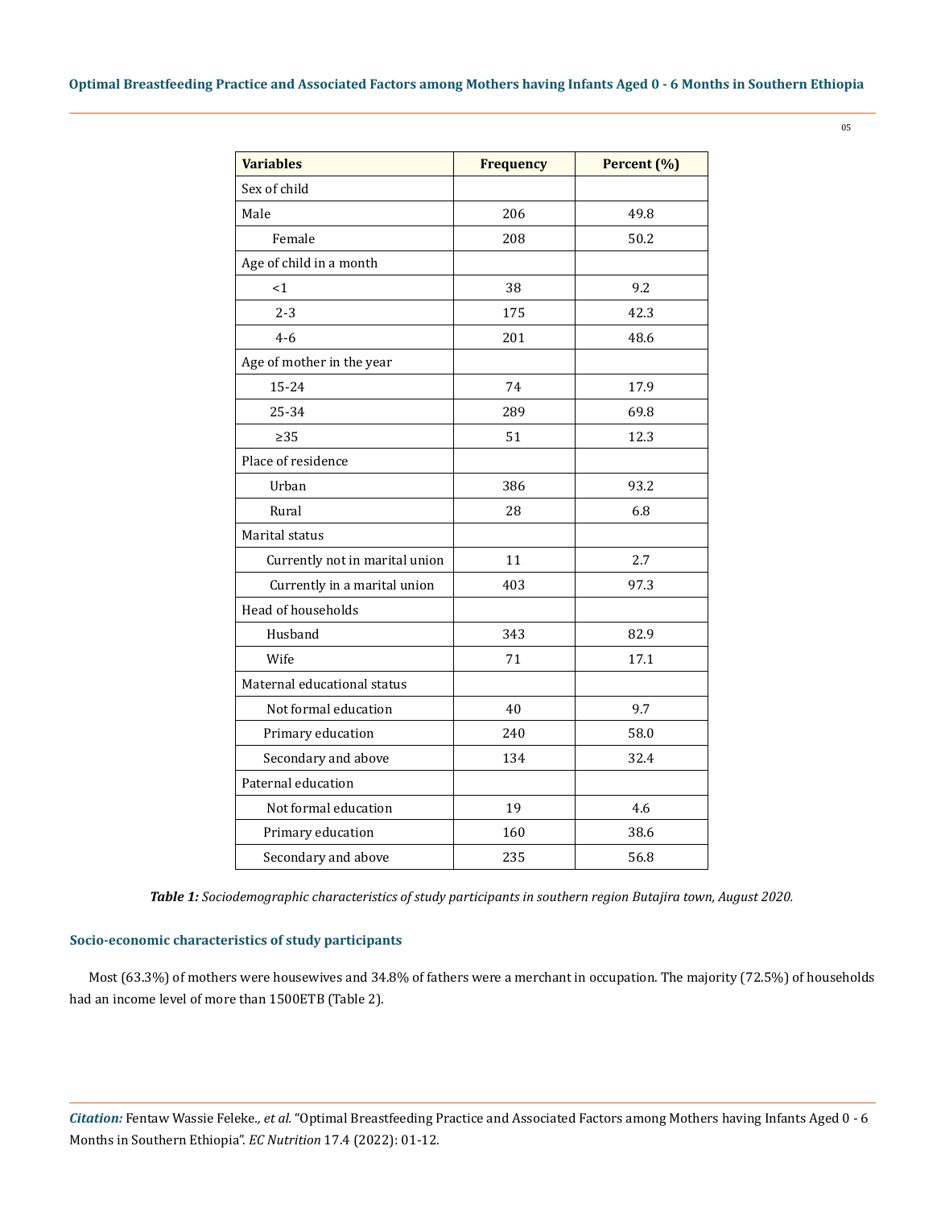| Variables | Frequency | Percent (%) |
|---|---|---|
| Sex of child | | |
| Male | 206 | 49.8 |
| Female | 208 | 50.2 |
| Age of child in a month | | |
| <1 | 38 | 9.2 |
| 2-3 | 175 | 42.3 |
| 4-6 | 201 | 48.6 |
| Age of mother in the year | | |
| 15-24 | 74 | 17.9 |
| 25-34 | 289 | 69.8 |
| ≥35 | 51 | 12.3 |
| Place of residence | | |
| Urban | 386 | 93.2 |
| Rural | 28 | 6.8 |
| Marital status | | |
| Currently not in marital union | 11 | 2.7 |
| Currently in a marital union | 403 | 97.3 |
| Head of households | | |
| Husband | 343 | 82.9 |
| Wife | 71 | 17.1 |
| Maternal educational status | | |
| Not formal education | 40 | 9.7 |
| Primary education | 240 | 58.0 |
| Secondary and above | 134 | 32.4 |
| Paternal education | | |
| Not formal education | 19 | 4.6 |
| Primary education | 160 | 38.6 |
| Secondary and above | 235 | 56.8 |

***Table 1:*** *Sociodemographic characteristics of study participants in southern region Butajira town, August 2020.*

### Socio-economic characteristics of study participants

Most (63.3%) of mothers were housewives and 34.8% of fathers were a merchant in occupation. The majority (72.5%) of households had an income level of more than 1500ETB (Table 2).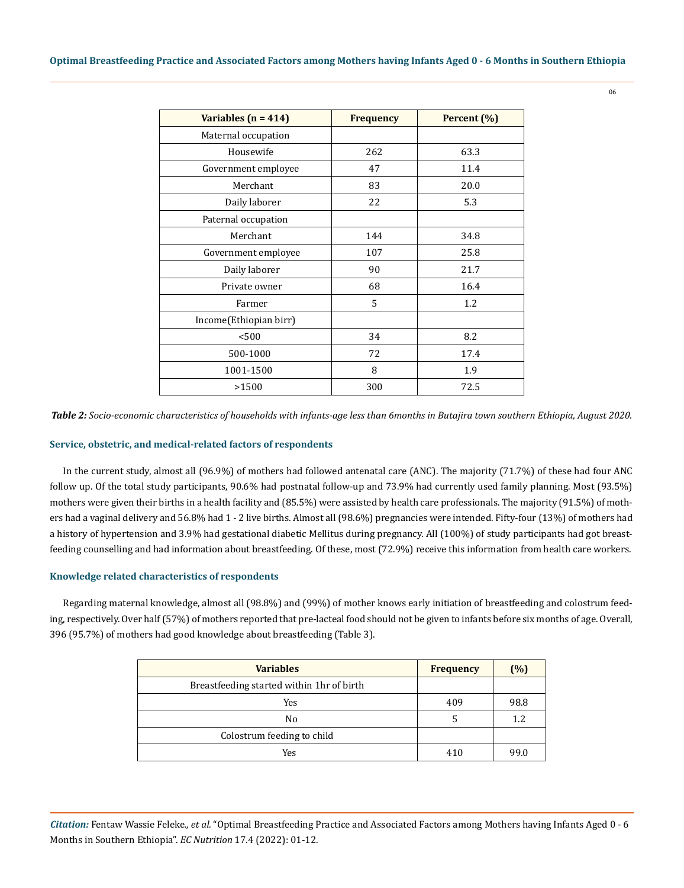| Variables (n = 414) | Frequency | Percent (%) |
|---|---|---|
| Maternal occupation | | |
| Housewife | 262 | 63.3 |
| Government employee | 47 | 11.4 |
| Merchant | 83 | 20.0 |
| Daily laborer | 22 | 5.3 |
| Paternal occupation | | |
| Merchant | 144 | 34.8 |
| Government employee | 107 | 25.8 |
| Daily laborer | 90 | 21.7 |
| Private owner | 68 | 16.4 |
| Farmer | 5 | 1.2 |
| Income(Ethiopian birr) | | |
| <500 | 34 | 8.2 |
| 500-1000 | 72 | 17.4 |
| 1001-1500 | 8 | 1.9 |
| >1500 | 300 | 72.5 |

***Table 2:*** *Socio-economic characteristics of households with infants-age less than 6months in Butajira town southern Ethiopia, August 2020.*

### Service, obstetric, and medical-related factors of respondents

In the current study, almost all (96.9%) of mothers had followed antenatal care (ANC). The majority (71.7%) of these had four ANC follow up. Of the total study participants, 90.6% had postnatal follow-up and 73.9% had currently used family planning. Most (93.5%) mothers were given their births in a health facility and (85.5%) were assisted by health care professionals. The majority (91.5%) of mothers had a vaginal delivery and 56.8% had 1 - 2 live births. Almost all (98.6%) pregnancies were intended. Fifty-four (13%) of mothers had a history of hypertension and 3.9% had gestational diabetic Mellitus during pregnancy. All (100%) of study participants had got breastfeeding counselling and had information about breastfeeding. Of these, most (72.9%) receive this information from health care workers.

### Knowledge related characteristics of respondents

Regarding maternal knowledge, almost all (98.8%) and (99%) of mother knows early initiation of breastfeeding and colostrum feeding, respectively. Over half (57%) of mothers reported that pre-lacteal food should not be given to infants before six months of age. Overall, 396 (95.7%) of mothers had good knowledge about breastfeeding (Table 3).

| Variables | Frequency | (%) |
|---|---|---|
| Breastfeeding started within 1hr of birth | | |
| Yes | 409 | 98.8 |
| No | 5 | 1.2 |
| Colostrum feeding to child | | |
| Yes | 410 | 99.0 |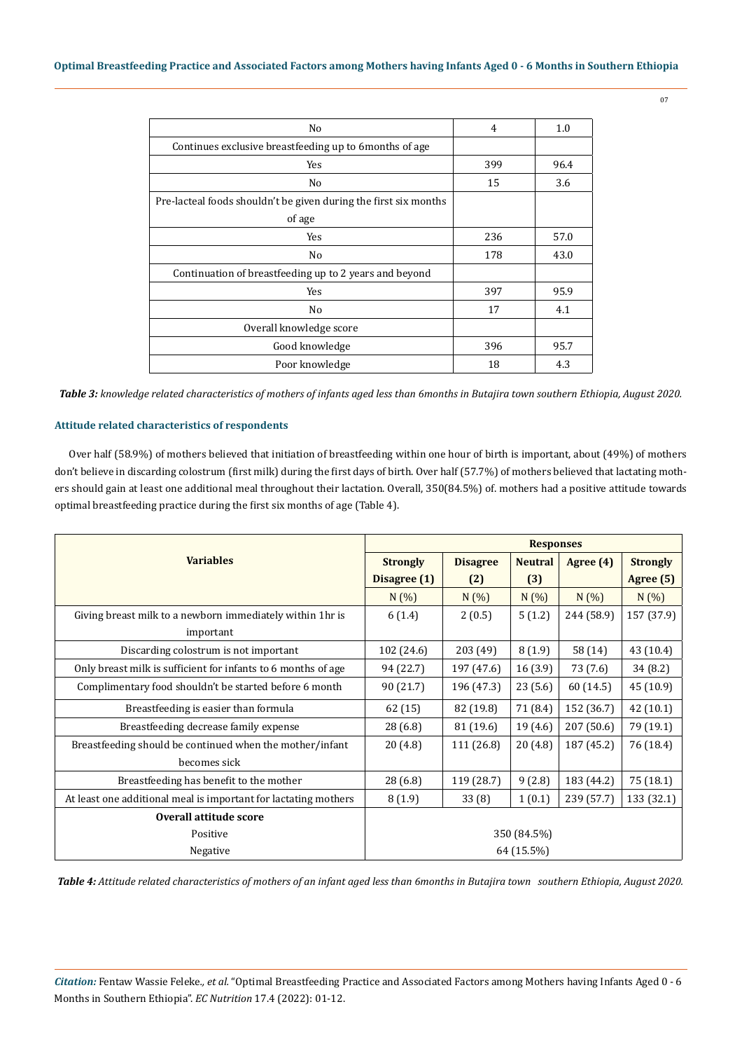| | | |
|---|---|---|
| No | 4 | 1.0 |
| Continues exclusive breastfeeding up to 6months of age | | |
| Yes | 399 | 96.4 |
| No | 15 | 3.6 |
| Pre-lacteal foods shouldn't be given during the first six months of age | | |
| Yes | 236 | 57.0 |
| No | 178 | 43.0 |
| Continuation of breastfeeding up to 2 years and beyond | | |
| Yes | 397 | 95.9 |
| No | 17 | 4.1 |
| Overall knowledge score | | |
| Good knowledge | 396 | 95.7 |
| Poor knowledge | 18 | 4.3 |

***Table 3:** knowledge related characteristics of mothers of infants aged less than 6months in Butajira town southern Ethiopia, August 2020.*

### Attitude related characteristics of respondents

Over half (58.9%) of mothers believed that initiation of breastfeeding within one hour of birth is important, about (49%) of mothers don't believe in discarding colostrum (first milk) during the first days of birth. Over half (57.7%) of mothers believed that lactating mothers should gain at least one additional meal throughout their lactation. Overall, 350(84.5%) of. mothers had a positive attitude towards optimal breastfeeding practice during the first six months of age (Table 4).

| **Variables** | **Responses** | | | | |
|---|---|---|---|---|---|
| | **Strongly Disagree (1)** | **Disagree (2)** | **Neutral (3)** | **Agree (4)** | **Strongly Agree (5)** |
| | N (%) | N (%) | N (%) | N (%) | N (%) |
| Giving breast milk to a newborn immediately within 1hr is important | 6 (1.4) | 2 (0.5) | 5 (1.2) | 244 (58.9) | 157 (37.9) |
| Discarding colostrum is not important | 102 (24.6) | 203 (49) | 8 (1.9) | 58 (14) | 43 (10.4) |
| Only breast milk is sufficient for infants to 6 months of age | 94 (22.7) | 197 (47.6) | 16 (3.9) | 73 (7.6) | 34 (8.2) |
| Complimentary food shouldn't be started before 6 month | 90 (21.7) | 196 (47.3) | 23 (5.6) | 60 (14.5) | 45 (10.9) |
| Breastfeeding is easier than formula | 62 (15) | 82 (19.8) | 71 (8.4) | 152 (36.7) | 42 (10.1) |
| Breastfeeding decrease family expense | 28 (6.8) | 81 (19.6) | 19 (4.6) | 207 (50.6) | 79 (19.1) |
| Breastfeeding should be continued when the mother/infant becomes sick | 20 (4.8) | 111 (26.8) | 20 (4.8) | 187 (45.2) | 76 (18.4) |
| Breastfeeding has benefit to the mother | 28 (6.8) | 119 (28.7) | 9 (2.8) | 183 (44.2) | 75 (18.1) |
| At least one additional meal is important for lactating mothers | 8 (1.9) | 33 (8) | 1 (0.1) | 239 (57.7) | 133 (32.1) |
| **Overall attitude score** | | | | | |
| Positive | 350 (84.5%) | | | | |
| Negative | 64 (15.5%) | | | | |

***Table 4:** Attitude related characteristics of mothers of an infant aged less than 6months in Butajira town southern Ethiopia, August 2020.*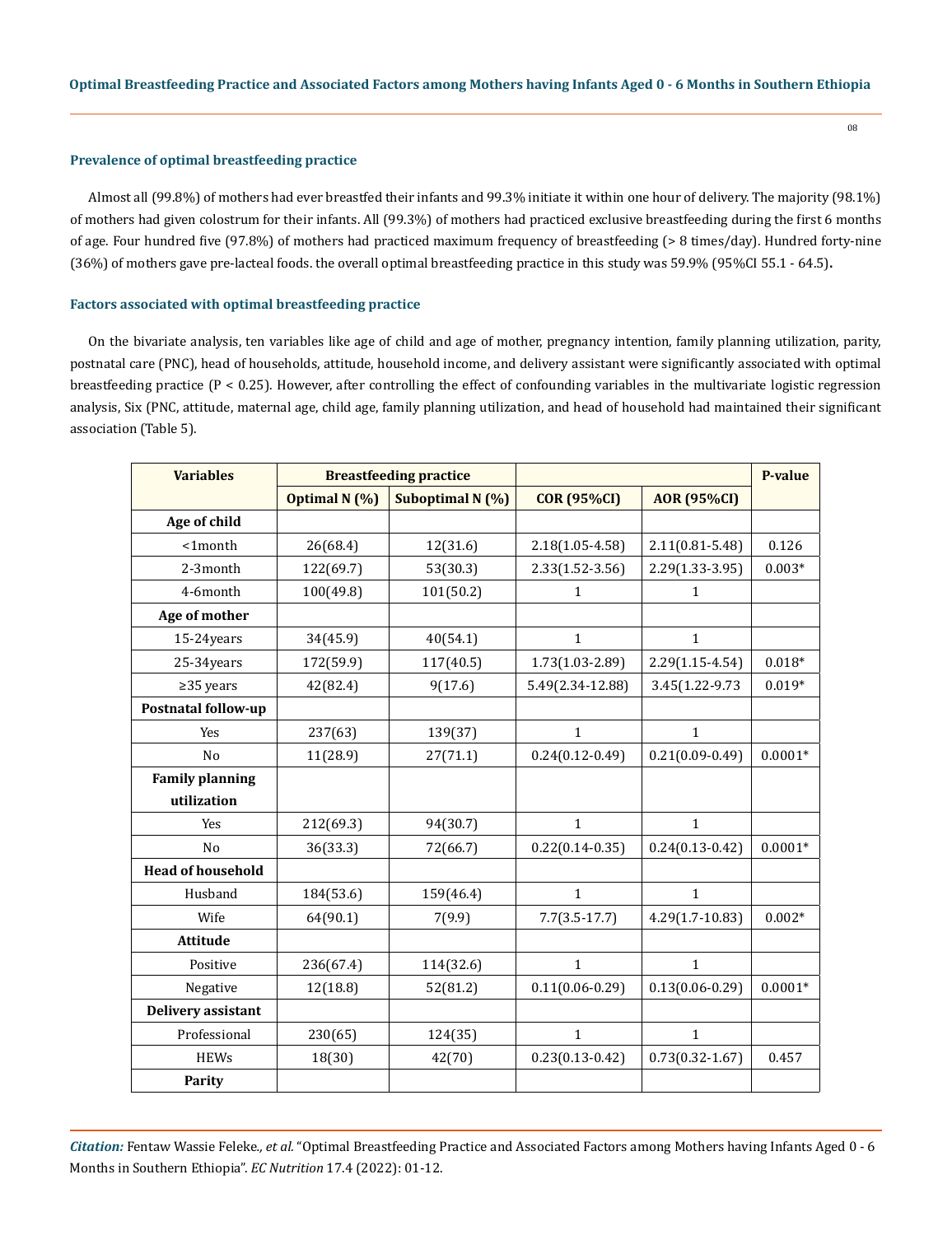### Prevalence of optimal breastfeeding practice

Almost all (99.8%) of mothers had ever breastfed their infants and 99.3% initiate it within one hour of delivery. The majority (98.1%) of mothers had given colostrum for their infants. All (99.3%) of mothers had practiced exclusive breastfeeding during the first 6 months of age. Four hundred five (97.8%) of mothers had practiced maximum frequency of breastfeeding (> 8 times/day). Hundred forty-nine (36%) of mothers gave pre-lacteal foods. the overall optimal breastfeeding practice in this study was 59.9% (95%CI 55.1 - 64.5)**.**

### Factors associated with optimal breastfeeding practice

On the bivariate analysis, ten variables like age of child and age of mother, pregnancy intention, family planning utilization, parity, postnatal care (PNC), head of households, attitude, household income, and delivery assistant were significantly associated with optimal breastfeeding practice (P < 0.25). However, after controlling the effect of confounding variables in the multivariate logistic regression analysis, Six (PNC, attitude, maternal age, child age, family planning utilization, and head of household had maintained their significant association (Table 5).

| Variables | Breastfeeding practice | | | | P-value |
|---|---|---|---|---|---|
| | Optimal N (%) | Suboptimal N (%) | COR (95%CI) | AOR (95%CI) | |
| **Age of child** | | | | | |
| <1month | 26(68.4) | 12(31.6) | 2.18(1.05-4.58) | 2.11(0.81-5.48) | 0.126 |
| 2-3month | 122(69.7) | 53(30.3) | 2.33(1.52-3.56) | 2.29(1.33-3.95) | 0.003* |
| 4-6month | 100(49.8) | 101(50.2) | 1 | 1 | |
| **Age of mother** | | | | | |
| 15-24years | 34(45.9) | 40(54.1) | 1 | 1 | |
| 25-34years | 172(59.9) | 117(40.5) | 1.73(1.03-2.89) | 2.29(1.15-4.54) | 0.018* |
| ≥35 years | 42(82.4) | 9(17.6) | 5.49(2.34-12.88) | 3.45(1.22-9.73 | 0.019* |
| **Postnatal follow-up** | | | | | |
| Yes | 237(63) | 139(37) | 1 | 1 | |
| No | 11(28.9) | 27(71.1) | 0.24(0.12-0.49) | 0.21(0.09-0.49) | 0.0001* |
| **Family planning utilization** | | | | | |
| Yes | 212(69.3) | 94(30.7) | 1 | 1 | |
| No | 36(33.3) | 72(66.7) | 0.22(0.14-0.35) | 0.24(0.13-0.42) | 0.0001* |
| **Head of household** | | | | | |
| Husband | 184(53.6) | 159(46.4) | 1 | 1 | |
| Wife | 64(90.1) | 7(9.9) | 7.7(3.5-17.7) | 4.29(1.7-10.83) | 0.002* |
| **Attitude** | | | | | |
| Positive | 236(67.4) | 114(32.6) | 1 | 1 | |
| Negative | 12(18.8) | 52(81.2) | 0.11(0.06-0.29) | 0.13(0.06-0.29) | 0.0001* |
| **Delivery assistant** | | | | | |
| Professional | 230(65) | 124(35) | 1 | 1 | |
| HEWs | 18(30) | 42(70) | 0.23(0.13-0.42) | 0.73(0.32-1.67) | 0.457 |
| **Parity** | | | | | |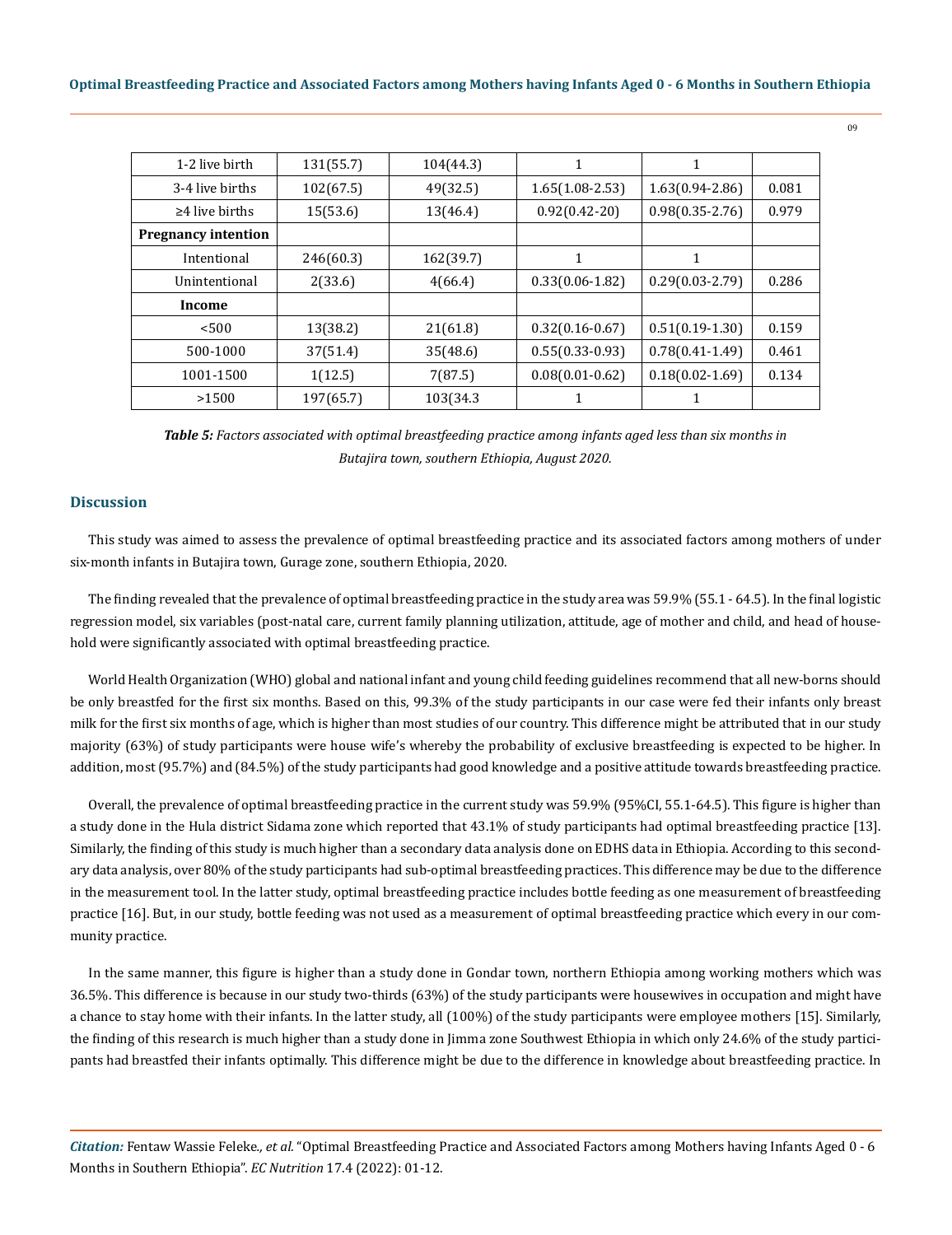| | | | | | |
|---|---|---|---|---|---|
| 1-2 live birth | 131(55.7) | 104(44.3) | 1 | 1 | |
| 3-4 live births | 102(67.5) | 49(32.5) | 1.65(1.08-2.53) | 1.63(0.94-2.86) | 0.081 |
| ≥4 live births | 15(53.6) | 13(46.4) | 0.92(0.42-20) | 0.98(0.35-2.76) | 0.979 |
| **Pregnancy intention** | | | | | |
| Intentional | 246(60.3) | 162(39.7) | 1 | 1 | |
| Unintentional | 2(33.6) | 4(66.4) | 0.33(0.06-1.82) | 0.29(0.03-2.79) | 0.286 |
| **Income** | | | | | |
| <500 | 13(38.2) | 21(61.8) | 0.32(0.16-0.67) | 0.51(0.19-1.30) | 0.159 |
| 500-1000 | 37(51.4) | 35(48.6) | 0.55(0.33-0.93) | 0.78(0.41-1.49) | 0.461 |
| 1001-1500 | 1(12.5) | 7(87.5) | 0.08(0.01-0.62) | 0.18(0.02-1.69) | 0.134 |
| >1500 | 197(65.7) | 103(34.3 | 1 | 1 | |

***Table 5:** Factors associated with optimal breastfeeding practice among infants aged less than six months in Butajira town, southern Ethiopia, August 2020.*

## Discussion

This study was aimed to assess the prevalence of optimal breastfeeding practice and its associated factors among mothers of under six-month infants in Butajira town, Gurage zone, southern Ethiopia, 2020.

The finding revealed that the prevalence of optimal breastfeeding practice in the study area was 59.9% (55.1 - 64.5). In the final logistic regression model, six variables (post-natal care, current family planning utilization, attitude, age of mother and child, and head of household were significantly associated with optimal breastfeeding practice.

World Health Organization (WHO) global and national infant and young child feeding guidelines recommend that all new-borns should be only breastfed for the first six months. Based on this, 99.3% of the study participants in our case were fed their infants only breast milk for the first six months of age, which is higher than most studies of our country. This difference might be attributed that in our study majority (63%) of study participants were house wife's whereby the probability of exclusive breastfeeding is expected to be higher. In addition, most (95.7%) and (84.5%) of the study participants had good knowledge and a positive attitude towards breastfeeding practice.

Overall, the prevalence of optimal breastfeeding practice in the current study was 59.9% (95%CI, 55.1-64.5). This figure is higher than a study done in the Hula district Sidama zone which reported that 43.1% of study participants had optimal breastfeeding practice [13]. Similarly, the finding of this study is much higher than a secondary data analysis done on EDHS data in Ethiopia. According to this secondary data analysis, over 80% of the study participants had sub-optimal breastfeeding practices. This difference may be due to the difference in the measurement tool. In the latter study, optimal breastfeeding practice includes bottle feeding as one measurement of breastfeeding practice [16]. But, in our study, bottle feeding was not used as a measurement of optimal breastfeeding practice which every in our community practice.

In the same manner, this figure is higher than a study done in Gondar town, northern Ethiopia among working mothers which was 36.5%. This difference is because in our study two-thirds (63%) of the study participants were housewives in occupation and might have a chance to stay home with their infants. In the latter study, all (100%) of the study participants were employee mothers [15]. Similarly, the finding of this research is much higher than a study done in Jimma zone Southwest Ethiopia in which only 24.6% of the study participants had breastfed their infants optimally. This difference might be due to the difference in knowledge about breastfeeding practice. In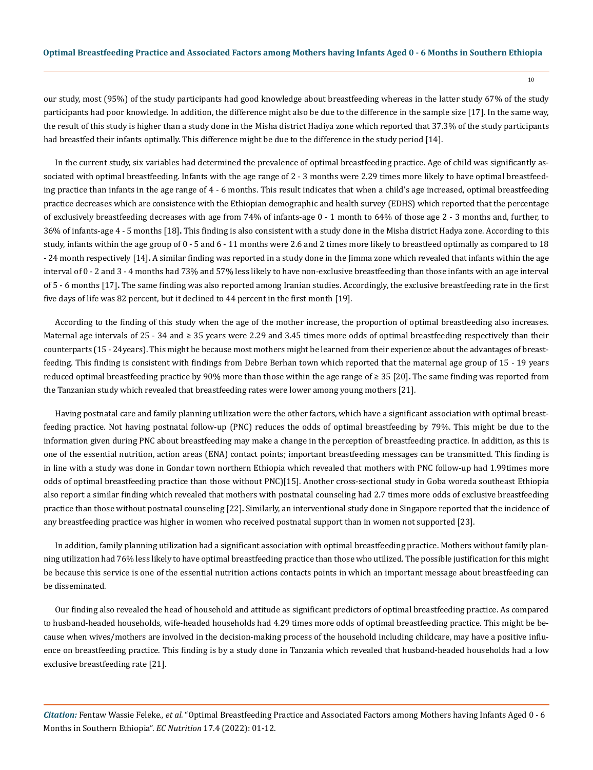our study, most (95%) of the study participants had good knowledge about breastfeeding whereas in the latter study 67% of the study participants had poor knowledge. In addition, the difference might also be due to the difference in the sample size [17]. In the same way, the result of this study is higher than a study done in the Misha district Hadiya zone which reported that 37.3% of the study participants had breastfed their infants optimally. This difference might be due to the difference in the study period [14].

In the current study, six variables had determined the prevalence of optimal breastfeeding practice. Age of child was significantly associated with optimal breastfeeding. Infants with the age range of 2 - 3 months were 2.29 times more likely to have optimal breastfeeding practice than infants in the age range of 4 - 6 months. This result indicates that when a child's age increased, optimal breastfeeding practice decreases which are consistence with the Ethiopian demographic and health survey (EDHS) which reported that the percentage of exclusively breastfeeding decreases with age from 74% of infants-age 0 - 1 month to 64% of those age 2 - 3 months and, further, to 36% of infants-age 4 - 5 months [18]**.** This finding is also consistent with a study done in the Misha district Hadya zone. According to this study, infants within the age group of 0 - 5 and 6 - 11 months were 2.6 and 2 times more likely to breastfeed optimally as compared to 18 - 24 month respectively [14]**.** A similar finding was reported in a study done in the Jimma zone which revealed that infants within the age interval of 0 - 2 and 3 - 4 months had 73% and 57% less likely to have non-exclusive breastfeeding than those infants with an age interval of 5 - 6 months [17]**.** The same finding was also reported among Iranian studies. Accordingly, the exclusive breastfeeding rate in the first five days of life was 82 percent, but it declined to 44 percent in the first month [19].

According to the finding of this study when the age of the mother increase, the proportion of optimal breastfeeding also increases. Maternal age intervals of 25 - 34 and ≥ 35 years were 2.29 and 3.45 times more odds of optimal breastfeeding respectively than their counterparts (15 - 24years). This might be because most mothers might be learned from their experience about the advantages of breastfeeding. This finding is consistent with findings from Debre Berhan town which reported that the maternal age group of 15 - 19 years reduced optimal breastfeeding practice by 90% more than those within the age range of ≥ 35 [20]**.** The same finding was reported from the Tanzanian study which revealed that breastfeeding rates were lower among young mothers [21].

Having postnatal care and family planning utilization were the other factors, which have a significant association with optimal breastfeeding practice. Not having postnatal follow-up (PNC) reduces the odds of optimal breastfeeding by 79%. This might be due to the information given during PNC about breastfeeding may make a change in the perception of breastfeeding practice. In addition, as this is one of the essential nutrition, action areas (ENA) contact points; important breastfeeding messages can be transmitted. This finding is in line with a study was done in Gondar town northern Ethiopia which revealed that mothers with PNC follow-up had 1.99times more odds of optimal breastfeeding practice than those without PNC)[15]. Another cross-sectional study in Goba woreda southeast Ethiopia also report a similar finding which revealed that mothers with postnatal counseling had 2.7 times more odds of exclusive breastfeeding practice than those without postnatal counseling [22]**.** Similarly, an interventional study done in Singapore reported that the incidence of any breastfeeding practice was higher in women who received postnatal support than in women not supported [23].

In addition, family planning utilization had a significant association with optimal breastfeeding practice. Mothers without family planning utilization had 76% less likely to have optimal breastfeeding practice than those who utilized. The possible justification for this might be because this service is one of the essential nutrition actions contacts points in which an important message about breastfeeding can be disseminated.

Our finding also revealed the head of household and attitude as significant predictors of optimal breastfeeding practice. As compared to husband-headed households, wife-headed households had 4.29 times more odds of optimal breastfeeding practice. This might be because when wives/mothers are involved in the decision-making process of the household including childcare, may have a positive influence on breastfeeding practice. This finding is by a study done in Tanzania which revealed that husband-headed households had a low exclusive breastfeeding rate [21].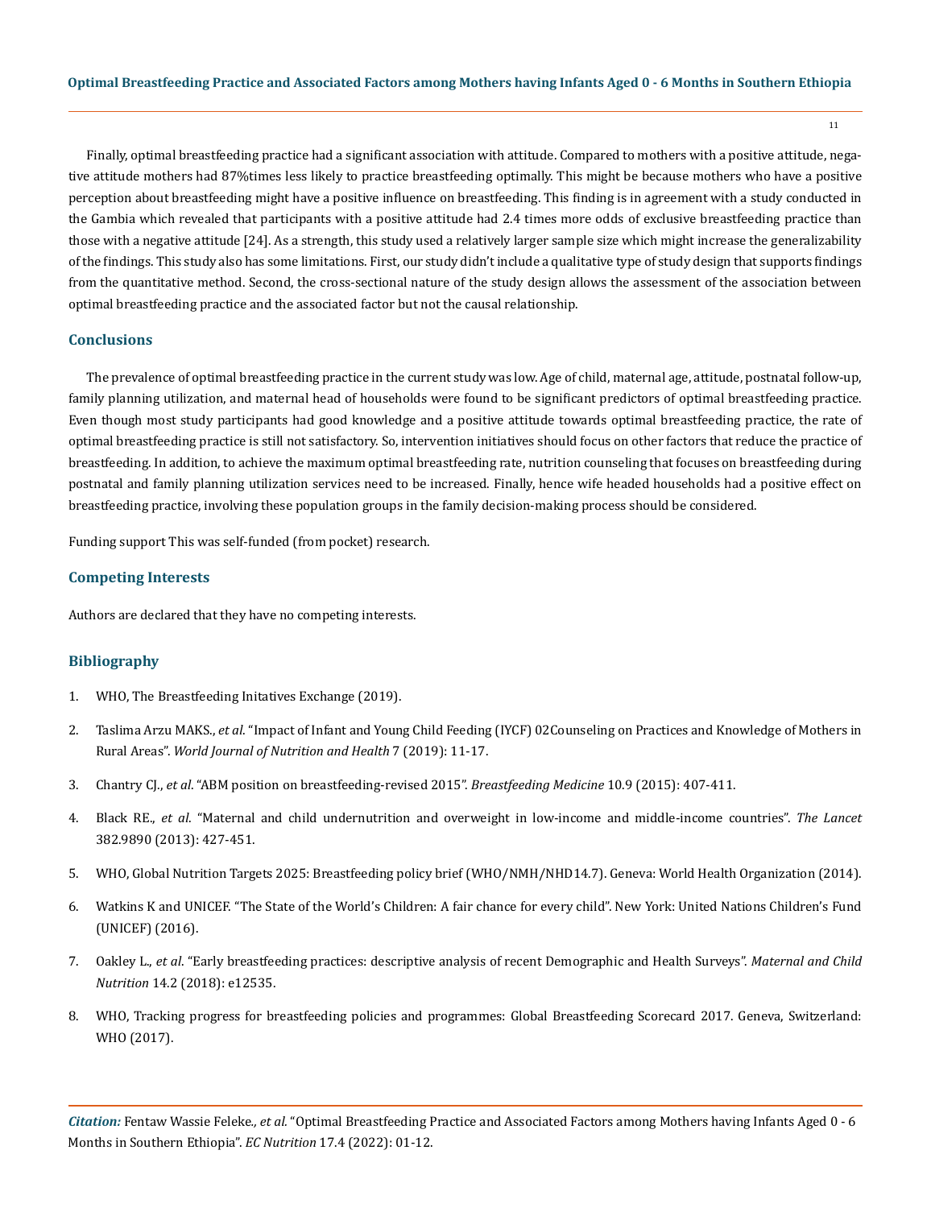Finally, optimal breastfeeding practice had a significant association with attitude. Compared to mothers with a positive attitude, negative attitude mothers had 87%times less likely to practice breastfeeding optimally. This might be because mothers who have a positive perception about breastfeeding might have a positive influence on breastfeeding. This finding is in agreement with a study conducted in the Gambia which revealed that participants with a positive attitude had 2.4 times more odds of exclusive breastfeeding practice than those with a negative attitude [24]. As a strength, this study used a relatively larger sample size which might increase the generalizability of the findings. This study also has some limitations. First, our study didn't include a qualitative type of study design that supports findings from the quantitative method. Second, the cross-sectional nature of the study design allows the assessment of the association between optimal breastfeeding practice and the associated factor but not the causal relationship.

## Conclusions

The prevalence of optimal breastfeeding practice in the current study was low. Age of child, maternal age, attitude, postnatal follow-up, family planning utilization, and maternal head of households were found to be significant predictors of optimal breastfeeding practice. Even though most study participants had good knowledge and a positive attitude towards optimal breastfeeding practice, the rate of optimal breastfeeding practice is still not satisfactory. So, intervention initiatives should focus on other factors that reduce the practice of breastfeeding. In addition, to achieve the maximum optimal breastfeeding rate, nutrition counseling that focuses on breastfeeding during postnatal and family planning utilization services need to be increased. Finally, hence wife headed households had a positive effect on breastfeeding practice, involving these population groups in the family decision-making process should be considered.

Funding support This was self-funded (from pocket) research.

## Competing Interests

Authors are declared that they have no competing interests.

## Bibliography

1. WHO, The Breastfeeding Initatives Exchange (2019).
2. Taslima Arzu MAKS., *et al*. "Impact of Infant and Young Child Feeding (IYCF) 02Counseling on Practices and Knowledge of Mothers in Rural Areas". *World Journal of Nutrition and Health* 7 (2019): 11-17.
3. Chantry CJ., *et al*. "ABM position on breastfeeding-revised 2015". *Breastfeeding Medicine* 10.9 (2015): 407-411.
4. Black RE., *et al*. "Maternal and child undernutrition and overweight in low-income and middle-income countries". *The Lancet* 382.9890 (2013): 427-451.
5. WHO, Global Nutrition Targets 2025: Breastfeeding policy brief (WHO/NMH/NHD14.7). Geneva: World Health Organization (2014).
6. Watkins K and UNICEF. "The State of the World's Children: A fair chance for every child". New York: United Nations Children's Fund (UNICEF) (2016).
7. Oakley L., *et al*. "Early breastfeeding practices: descriptive analysis of recent Demographic and Health Surveys". *Maternal and Child Nutrition* 14.2 (2018): e12535.
8. WHO, Tracking progress for breastfeeding policies and programmes: Global Breastfeeding Scorecard 2017. Geneva, Switzerland: WHO (2017).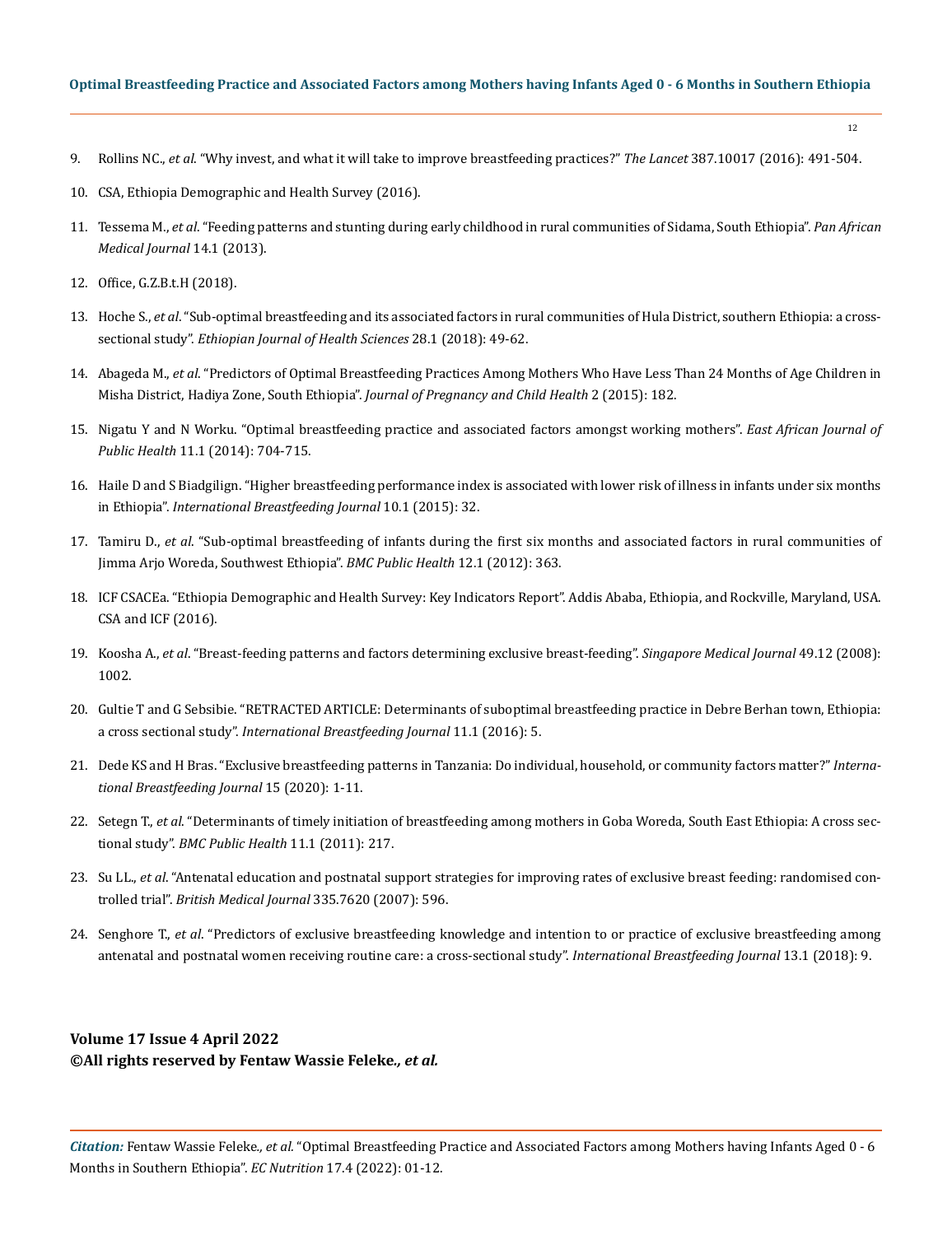9. Rollins NC., *et al*. "Why invest, and what it will take to improve breastfeeding practices?" *The Lancet* 387.10017 (2016): 491-504.
10. CSA, Ethiopia Demographic and Health Survey (2016).
11. Tessema M., *et al*. "Feeding patterns and stunting during early childhood in rural communities of Sidama, South Ethiopia". *Pan African Medical Journal* 14.1 (2013).
12. Office, G.Z.B.t.H (2018).
13. Hoche S., *et al*. "Sub-optimal breastfeeding and its associated factors in rural communities of Hula District, southern Ethiopia: a cross-sectional study". *Ethiopian Journal of Health Sciences* 28.1 (2018): 49-62.
14. Abageda M., *et al*. "Predictors of Optimal Breastfeeding Practices Among Mothers Who Have Less Than 24 Months of Age Children in Misha District, Hadiya Zone, South Ethiopia". *Journal of Pregnancy and Child Health* 2 (2015): 182.
15. Nigatu Y and N Worku. "Optimal breastfeeding practice and associated factors amongst working mothers". *East African Journal of Public Health* 11.1 (2014): 704-715.
16. Haile D and S Biadgilign. "Higher breastfeeding performance index is associated with lower risk of illness in infants under six months in Ethiopia". *International Breastfeeding Journal* 10.1 (2015): 32.
17. Tamiru D., *et al*. "Sub-optimal breastfeeding of infants during the first six months and associated factors in rural communities of Jimma Arjo Woreda, Southwest Ethiopia". *BMC Public Health* 12.1 (2012): 363.
18. ICF CSACEa. "Ethiopia Demographic and Health Survey: Key Indicators Report". Addis Ababa, Ethiopia, and Rockville, Maryland, USA. CSA and ICF (2016).
19. Koosha A., *et al*. "Breast-feeding patterns and factors determining exclusive breast-feeding". *Singapore Medical Journal* 49.12 (2008): 1002.
20. Gultie T and G Sebsibie. "RETRACTED ARTICLE: Determinants of suboptimal breastfeeding practice in Debre Berhan town, Ethiopia: a cross sectional study". *International Breastfeeding Journal* 11.1 (2016): 5.
21. Dede KS and H Bras. "Exclusive breastfeeding patterns in Tanzania: Do individual, household, or community factors matter?" *International Breastfeeding Journal* 15 (2020): 1-11.
22. Setegn T., *et al*. "Determinants of timely initiation of breastfeeding among mothers in Goba Woreda, South East Ethiopia: A cross sectional study". *BMC Public Health* 11.1 (2011): 217.
23. Su LL., *et al*. "Antenatal education and postnatal support strategies for improving rates of exclusive breast feeding: randomised controlled trial". *British Medical Journal* 335.7620 (2007): 596.
24. Senghore T., *et al*. "Predictors of exclusive breastfeeding knowledge and intention to or practice of exclusive breastfeeding among antenatal and postnatal women receiving routine care: a cross-sectional study". *International Breastfeeding Journal* 13.1 (2018): 9.

**Volume 17 Issue 4 April 2022**
**©All rights reserved by Fentaw Wassie Feleke., *et al.***